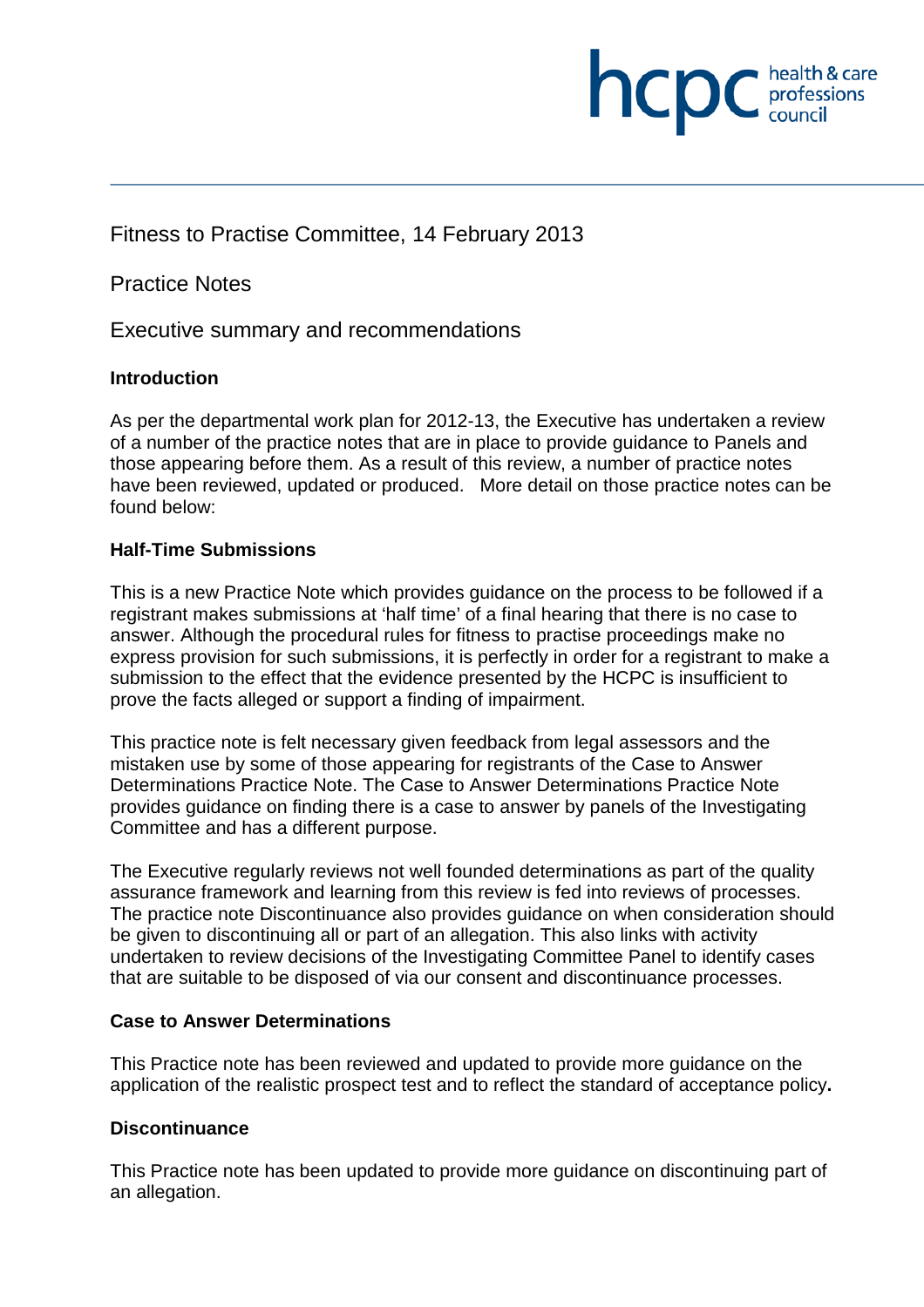Fitness to Practise Committee, 14 February 2013

Practice Notes

Executive summary and recommendations

**Introduction**

As per the departmental work plan for 2012-13, the Executive has undertaken a review of a number of the practice notes that are in place to provide guidance to Panels and those appearing before them. As a result of this review, a number of practice notes have been reviewed, updated or produced. More detail on those practice notes can be found below:

**Half-Time Submissions**

This is a new Practice Note which provides guidance on the process to be followed if a registrant makes submissions at 'half time' of a final hearing that there is no case to answer. Although the procedural rules for fitness to practise proceedings make no express provision for such submissions, it is perfectly in order for a registrant to make a submission to the effect that the evidence presented by the HCPC is insufficient to prove the facts alleged or support a finding of impairment.

This practice note is felt necessary given feedback from legal assessors and the mistaken use by some of those appearing for registrants of the Case to Answer Determinations Practice Note. The Case to Answer Determinations Practice Note provides guidance on finding there is a case to answer by panels of the Investigating Committee and has a different purpose.

The Executive regularly reviews not well founded determinations as part of the quality assurance framework and learning from this review is fed into reviews of processes. The practice note Discontinuance also provides guidance on when consideration should be given to discontinuing all or part of an allegation. This also links with activity undertaken to review decisions of the Investigating Committee Panel to identify cases that are suitable to be disposed of via our consent and discontinuance processes.

**Case to Answer Determinations**

This Practice note has been reviewed and updated to provide more guidance on the application of the realistic prospect test and to reflect the standard of acceptance policy.

**Discontinuance**

This Practice note has been updated to provide more guidance on discontinuing part of an allegation.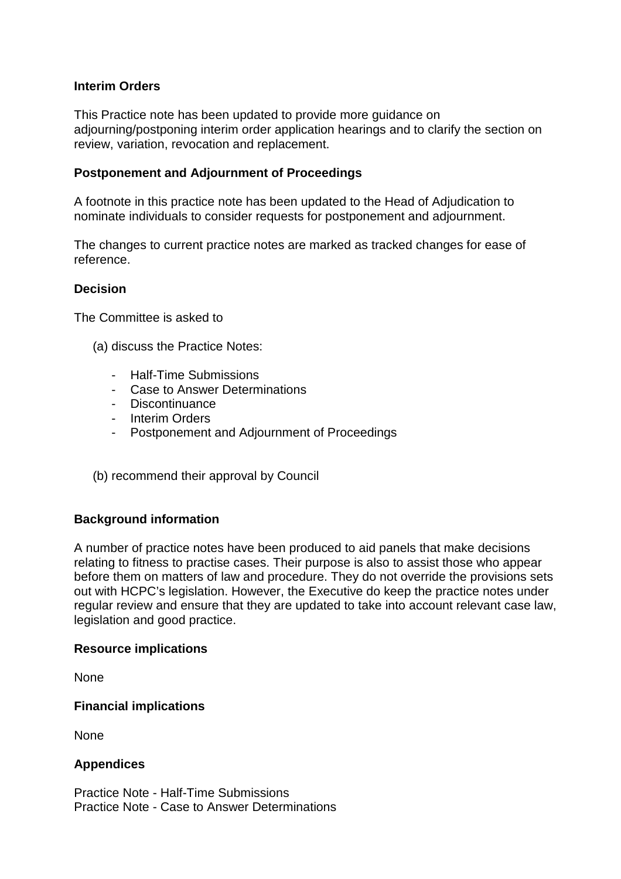**Interim Orders**

This Practice note has been updated to provide more guidance on adjourning/postponing interim order application hearings and to clarify the section on review, variation, revocation and replacement.

**Postponement and Adjournment of Proceedings**

A footnote in this practice note has been updated to the Head of Adjudication to nominate individuals to consider requests for postponement and adjournment.

The changes to current practice notes are marked as tracked changes for ease of reference.

**Decision**

The Committee is asked to

(a) discuss the Practice Notes:

- Half-Time Submissions
- Case to Answer Determinations
- Discontinuance
- Interim Orders
- Postponement and Adjournment of Proceedings

(b) recommend their approval by Council

**Background information**

A number of practice notes have been produced to aid panels that make decisions relating to fitness to practise cases. Their purpose is also to assist those who appear before them on matters of law and procedure. They do not override the provisions sets out with HCPC's legislation. However, the Executive do keep the practice notes under regular review and ensure that they are updated to take into account relevant case law, legislation and good practice.

**Resource implications**

None

**Financial implications**

None

**Appendices**

Practice Note - Half-Time Submissions
Practice Note - Case to Answer Determinations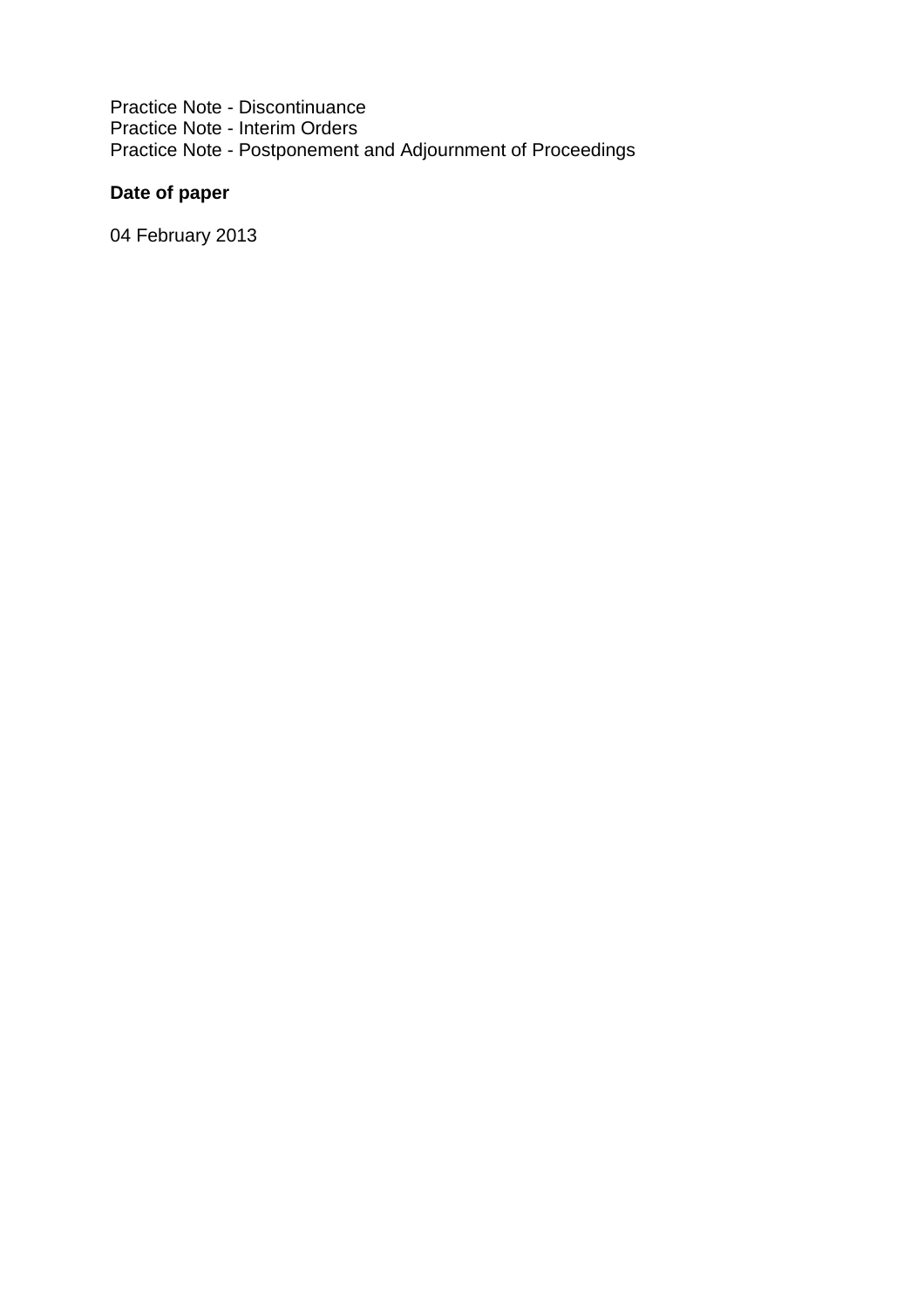Practice Note - Discontinuance
Practice Note - Interim Orders
Practice Note - Postponement and Adjournment of Proceedings

**Date of paper**

04 February 2013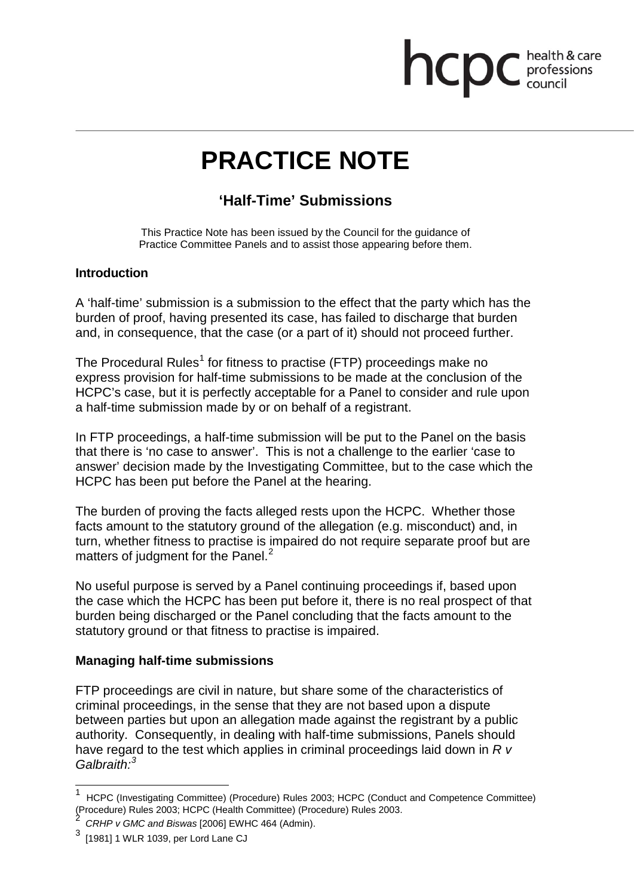# PRACTICE NOTE

## 'Half-Time' Submissions

This Practice Note has been issued by the Council for the guidance of Practice Committee Panels and to assist those appearing before them.

### Introduction

A 'half-time' submission is a submission to the effect that the party which has the burden of proof, having presented its case, has failed to discharge that burden and, in consequence, that the case (or a part of it) should not proceed further.

The Procedural Rules[1] for fitness to practise (FTP) proceedings make no express provision for half-time submissions to be made at the conclusion of the HCPC's case, but it is perfectly acceptable for a Panel to consider and rule upon a half-time submission made by or on behalf of a registrant.

In FTP proceedings, a half-time submission will be put to the Panel on the basis that there is 'no case to answer'. This is not a challenge to the earlier 'case to answer' decision made by the Investigating Committee, but to the case which the HCPC has been put before the Panel at the hearing.

The burden of proving the facts alleged rests upon the HCPC. Whether those facts amount to the statutory ground of the allegation (e.g. misconduct) and, in turn, whether fitness to practise is impaired do not require separate proof but are matters of judgment for the Panel.[2]

No useful purpose is served by a Panel continuing proceedings if, based upon the case which the HCPC has been put before it, there is no real prospect of that burden being discharged or the Panel concluding that the facts amount to the statutory ground or that fitness to practise is impaired.

### Managing half-time submissions

FTP proceedings are civil in nature, but share some of the characteristics of criminal proceedings, in the sense that they are not based upon a dispute between parties but upon an allegation made against the registrant by a public authority. Consequently, in dealing with half-time submissions, Panels should have regard to the test which applies in criminal proceedings laid down in *R v Galbraith:*[3]

---

[1] HCPC (Investigating Committee) (Procedure) Rules 2003; HCPC (Conduct and Competence Committee) (Procedure) Rules 2003; HCPC (Health Committee) (Procedure) Rules 2003.

[2] *CRHP v GMC and Biswas* [2006] EWHC 464 (Admin).

[3] [1981] 1 WLR 1039, per Lord Lane CJ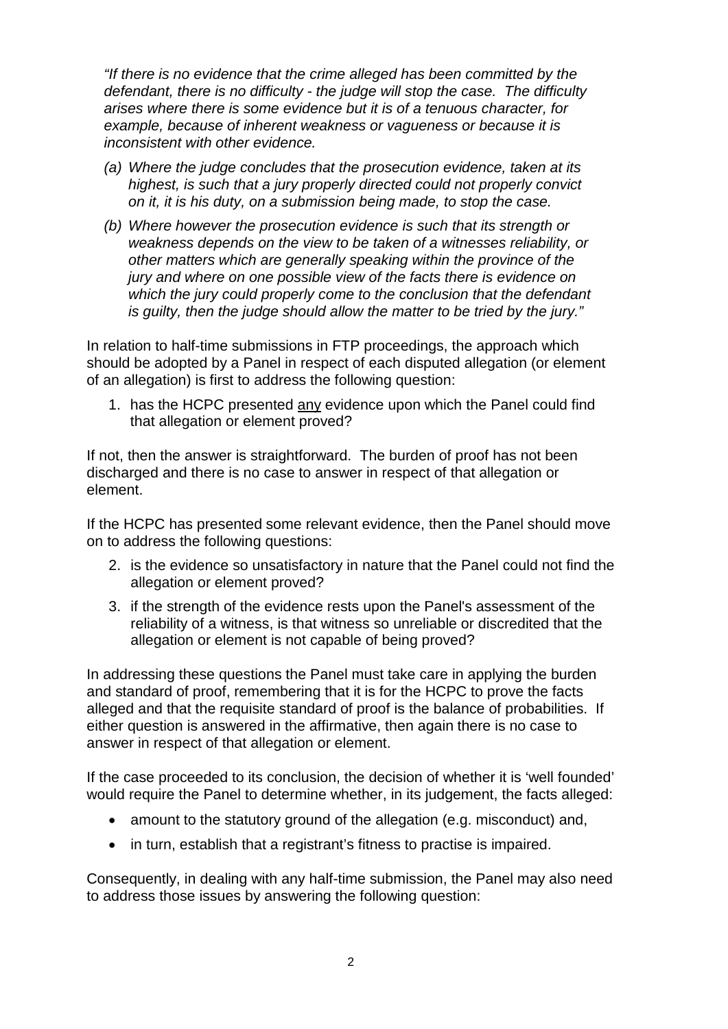*"If there is no evidence that the crime alleged has been committed by the defendant, there is no difficulty - the judge will stop the case. The difficulty arises where there is some evidence but it is of a tenuous character, for example, because of inherent weakness or vagueness or because it is inconsistent with other evidence.*

*(a) Where the judge concludes that the prosecution evidence, taken at its highest, is such that a jury properly directed could not properly convict on it, it is his duty, on a submission being made, to stop the case.*

*(b) Where however the prosecution evidence is such that its strength or weakness depends on the view to be taken of a witnesses reliability, or other matters which are generally speaking within the province of the jury and where on one possible view of the facts there is evidence on which the jury could properly come to the conclusion that the defendant is guilty, then the judge should allow the matter to be tried by the jury."*

In relation to half-time submissions in FTP proceedings, the approach which should be adopted by a Panel in respect of each disputed allegation (or element of an allegation) is first to address the following question:

1. has the HCPC presented <u>any</u> evidence upon which the Panel could find that allegation or element proved?

If not, then the answer is straightforward. The burden of proof has not been discharged and there is no case to answer in respect of that allegation or element.

If the HCPC has presented some relevant evidence, then the Panel should move on to address the following questions:

2. is the evidence so unsatisfactory in nature that the Panel could not find the allegation or element proved?
3. if the strength of the evidence rests upon the Panel's assessment of the reliability of a witness, is that witness so unreliable or discredited that the allegation or element is not capable of being proved?

In addressing these questions the Panel must take care in applying the burden and standard of proof, remembering that it is for the HCPC to prove the facts alleged and that the requisite standard of proof is the balance of probabilities. If either question is answered in the affirmative, then again there is no case to answer in respect of that allegation or element.

If the case proceeded to its conclusion, the decision of whether it is 'well founded' would require the Panel to determine whether, in its judgement, the facts alleged:

- amount to the statutory ground of the allegation (e.g. misconduct) and,
- in turn, establish that a registrant's fitness to practise is impaired.

Consequently, in dealing with any half-time submission, the Panel may also need to address those issues by answering the following question: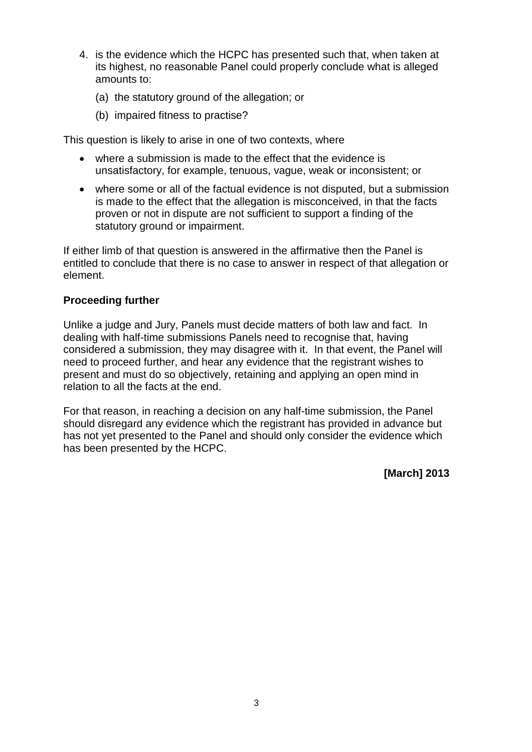4. is the evidence which the HCPC has presented such that, when taken at its highest, no reasonable Panel could properly conclude what is alleged amounts to:

   (a) the statutory ground of the allegation; or

   (b) impaired fitness to practise?

This question is likely to arise in one of two contexts, where

- where a submission is made to the effect that the evidence is unsatisfactory, for example, tenuous, vague, weak or inconsistent; or
- where some or all of the factual evidence is not disputed, but a submission is made to the effect that the allegation is misconceived, in that the facts proven or not in dispute are not sufficient to support a finding of the statutory ground or impairment.

If either limb of that question is answered in the affirmative then the Panel is entitled to conclude that there is no case to answer in respect of that allegation or element.

**Proceeding further**

Unlike a judge and Jury, Panels must decide matters of both law and fact. In dealing with half-time submissions Panels need to recognise that, having considered a submission, they may disagree with it. In that event, the Panel will need to proceed further, and hear any evidence that the registrant wishes to present and must do so objectively, retaining and applying an open mind in relation to all the facts at the end.

For that reason, in reaching a decision on any half-time submission, the Panel should disregard any evidence which the registrant has provided in advance but has not yet presented to the Panel and should only consider the evidence which has been presented by the HCPC.

**[March] 2013**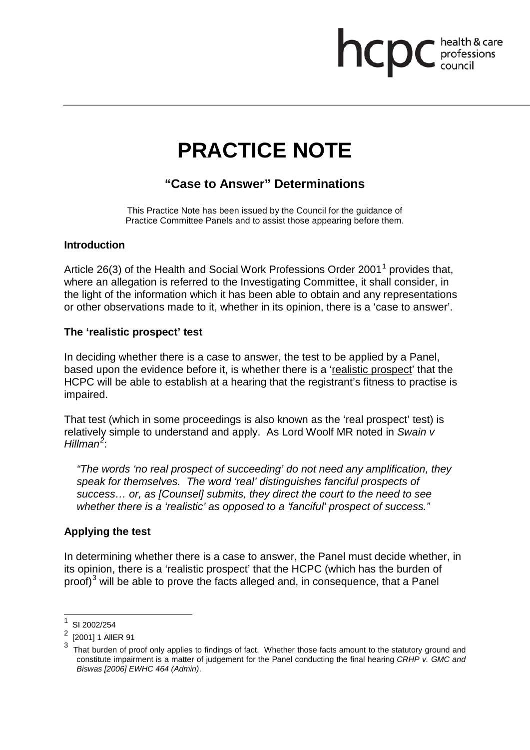# PRACTICE NOTE

## "Case to Answer" Determinations

This Practice Note has been issued by the Council for the guidance of Practice Committee Panels and to assist those appearing before them.

### Introduction

Article 26(3) of the Health and Social Work Professions Order 2001[1] provides that, where an allegation is referred to the Investigating Committee, it shall consider, in the light of the information which it has been able to obtain and any representations or other observations made to it, whether in its opinion, there is a 'case to answer'.

### The 'realistic prospect' test

In deciding whether there is a case to answer, the test to be applied by a Panel, based upon the evidence before it, is whether there is a 'realistic prospect' that the HCPC will be able to establish at a hearing that the registrant's fitness to practise is impaired.

That test (which in some proceedings is also known as the 'real prospect' test) is relatively simple to understand and apply. As Lord Woolf MR noted in *Swain v Hillman*[2]:

> *"The words 'no real prospect of succeeding' do not need any amplification, they speak for themselves. The word 'real' distinguishes fanciful prospects of success… or, as [Counsel] submits, they direct the court to the need to see whether there is a 'realistic' as opposed to a 'fanciful' prospect of success."*

### Applying the test

In determining whether there is a case to answer, the Panel must decide whether, in its opinion, there is a 'realistic prospect' that the HCPC (which has the burden of proof)[3] will be able to prove the facts alleged and, in consequence, that a Panel

---

[1] SI 2002/254

[2] [2001] 1 AllER 91

[3] That burden of proof only applies to findings of fact. Whether those facts amount to the statutory ground and constitute impairment is a matter of judgement for the Panel conducting the final hearing *CRHP v. GMC and Biswas [2006] EWHC 464 (Admin)*.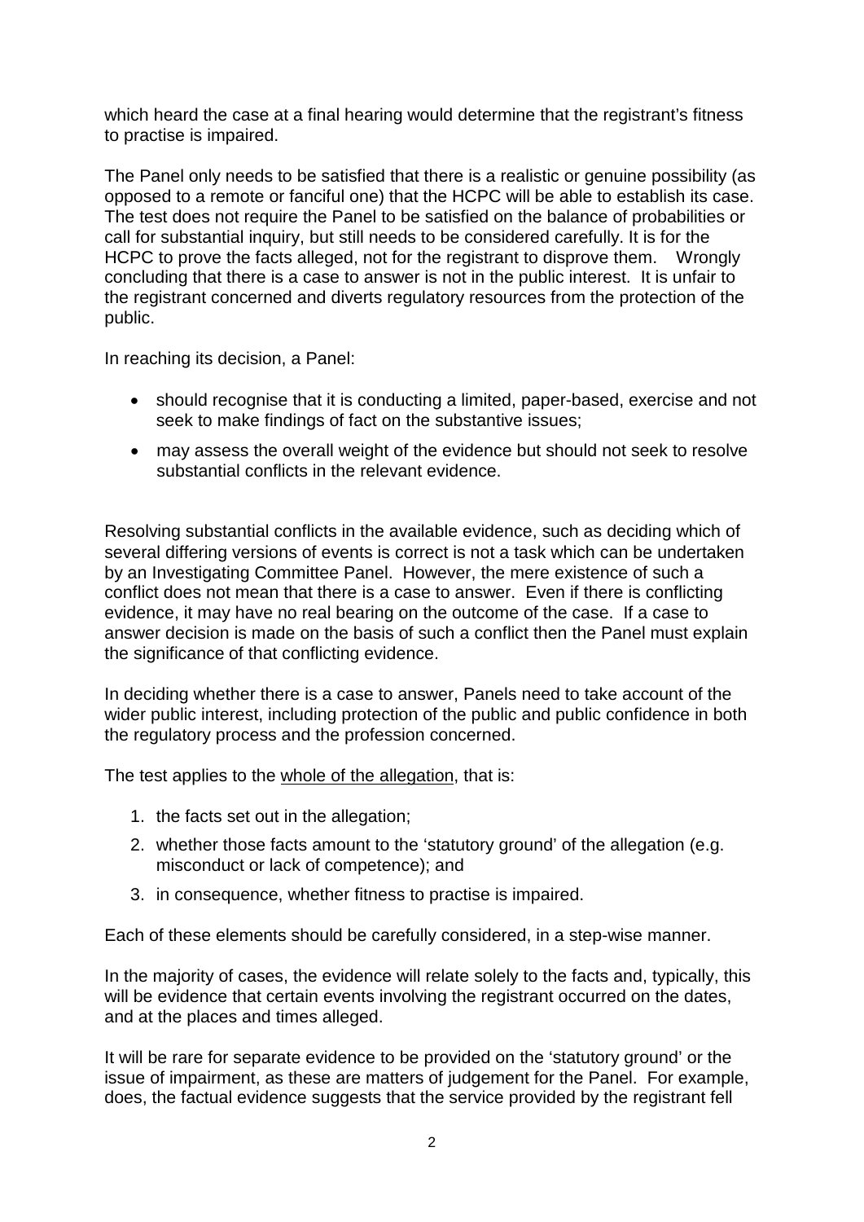which heard the case at a final hearing would determine that the registrant's fitness to practise is impaired.

The Panel only needs to be satisfied that there is a realistic or genuine possibility (as opposed to a remote or fanciful one) that the HCPC will be able to establish its case. The test does not require the Panel to be satisfied on the balance of probabilities or call for substantial inquiry, but still needs to be considered carefully. It is for the HCPC to prove the facts alleged, not for the registrant to disprove them. Wrongly concluding that there is a case to answer is not in the public interest. It is unfair to the registrant concerned and diverts regulatory resources from the protection of the public.

In reaching its decision, a Panel:

- should recognise that it is conducting a limited, paper-based, exercise and not seek to make findings of fact on the substantive issues;
- may assess the overall weight of the evidence but should not seek to resolve substantial conflicts in the relevant evidence.

Resolving substantial conflicts in the available evidence, such as deciding which of several differing versions of events is correct is not a task which can be undertaken by an Investigating Committee Panel. However, the mere existence of such a conflict does not mean that there is a case to answer. Even if there is conflicting evidence, it may have no real bearing on the outcome of the case. If a case to answer decision is made on the basis of such a conflict then the Panel must explain the significance of that conflicting evidence.

In deciding whether there is a case to answer, Panels need to take account of the wider public interest, including protection of the public and public confidence in both the regulatory process and the profession concerned.

The test applies to the <u>whole of the allegation</u>, that is:

1. the facts set out in the allegation;
2. whether those facts amount to the 'statutory ground' of the allegation (e.g. misconduct or lack of competence); and
3. in consequence, whether fitness to practise is impaired.

Each of these elements should be carefully considered, in a step-wise manner.

In the majority of cases, the evidence will relate solely to the facts and, typically, this will be evidence that certain events involving the registrant occurred on the dates, and at the places and times alleged.

It will be rare for separate evidence to be provided on the 'statutory ground' or the issue of impairment, as these are matters of judgement for the Panel. For example, does, the factual evidence suggests that the service provided by the registrant fell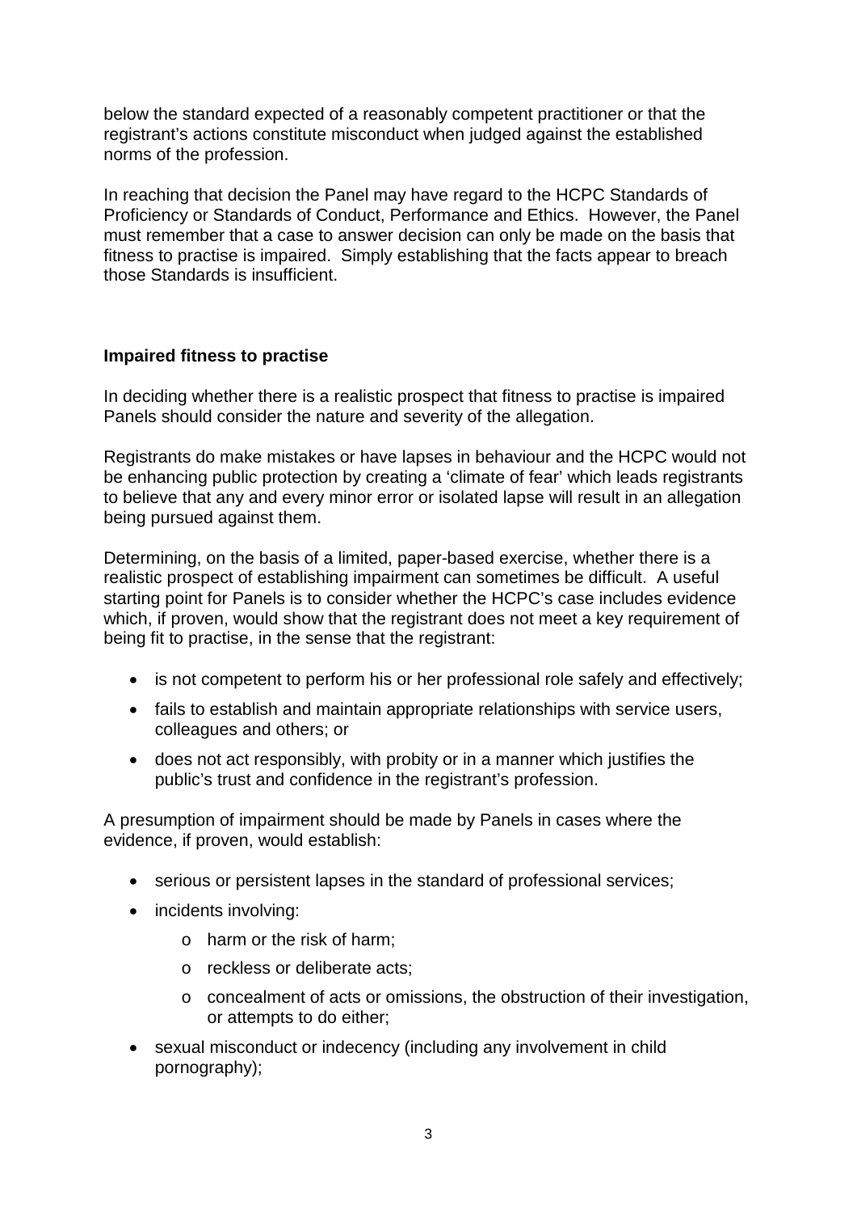below the standard expected of a reasonably competent practitioner or that the registrant's actions constitute misconduct when judged against the established norms of the profession.

In reaching that decision the Panel may have regard to the HCPC Standards of Proficiency or Standards of Conduct, Performance and Ethics. However, the Panel must remember that a case to answer decision can only be made on the basis that fitness to practise is impaired. Simply establishing that the facts appear to breach those Standards is insufficient.

**Impaired fitness to practise**

In deciding whether there is a realistic prospect that fitness to practise is impaired Panels should consider the nature and severity of the allegation.

Registrants do make mistakes or have lapses in behaviour and the HCPC would not be enhancing public protection by creating a 'climate of fear' which leads registrants to believe that any and every minor error or isolated lapse will result in an allegation being pursued against them.

Determining, on the basis of a limited, paper-based exercise, whether there is a realistic prospect of establishing impairment can sometimes be difficult. A useful starting point for Panels is to consider whether the HCPC's case includes evidence which, if proven, would show that the registrant does not meet a key requirement of being fit to practise, in the sense that the registrant:

- is not competent to perform his or her professional role safely and effectively;
- fails to establish and maintain appropriate relationships with service users, colleagues and others; or
- does not act responsibly, with probity or in a manner which justifies the public's trust and confidence in the registrant's profession.

A presumption of impairment should be made by Panels in cases where the evidence, if proven, would establish:

- serious or persistent lapses in the standard of professional services;
- incidents involving:
    - harm or the risk of harm;
    - reckless or deliberate acts;
    - concealment of acts or omissions, the obstruction of their investigation, or attempts to do either;
- sexual misconduct or indecency (including any involvement in child pornography);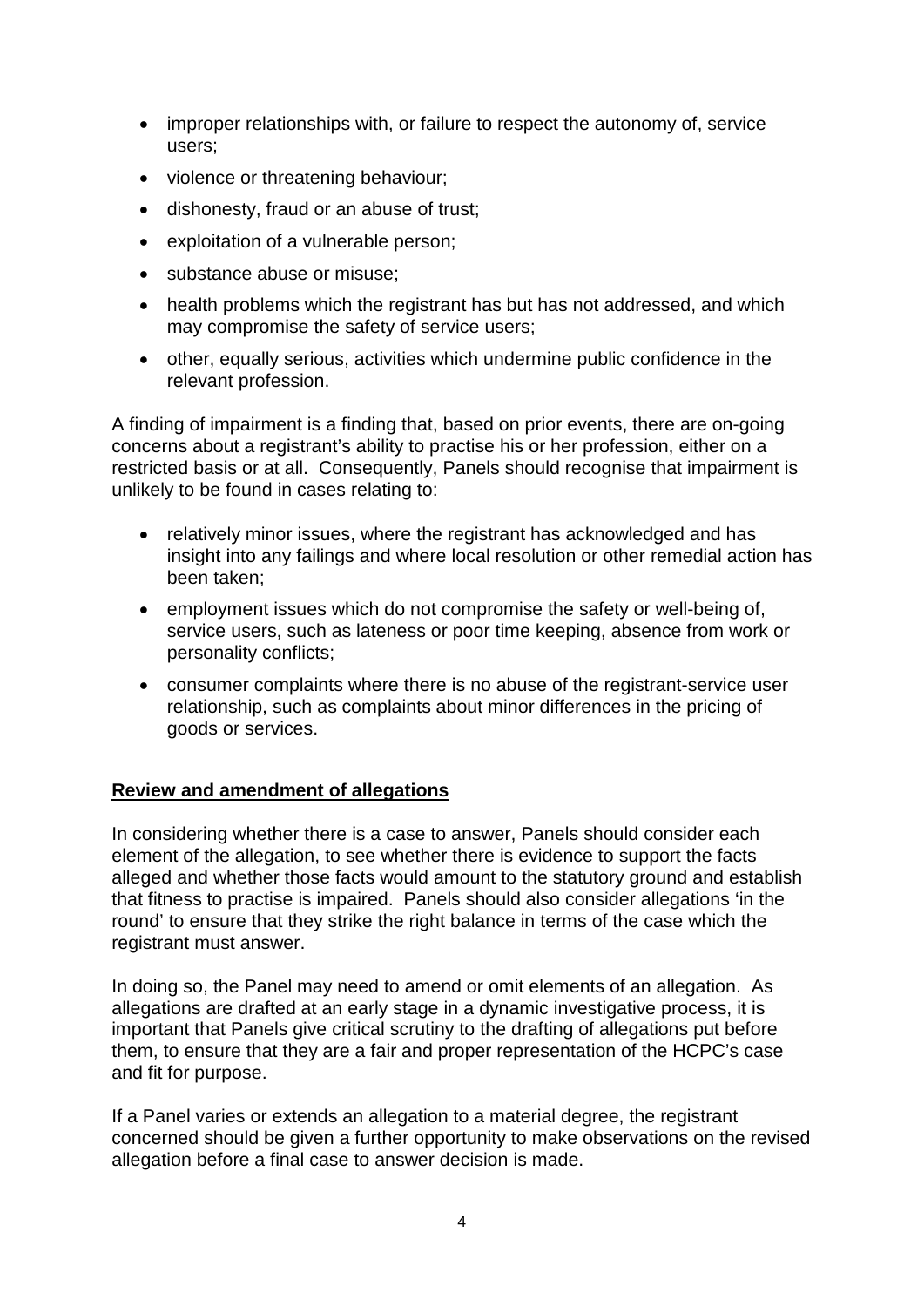- improper relationships with, or failure to respect the autonomy of, service users;
- violence or threatening behaviour;
- dishonesty, fraud or an abuse of trust;
- exploitation of a vulnerable person;
- substance abuse or misuse;
- health problems which the registrant has but has not addressed, and which may compromise the safety of service users;
- other, equally serious, activities which undermine public confidence in the relevant profession.

A finding of impairment is a finding that, based on prior events, there are on-going concerns about a registrant's ability to practise his or her profession, either on a restricted basis or at all. Consequently, Panels should recognise that impairment is unlikely to be found in cases relating to:

- relatively minor issues, where the registrant has acknowledged and has insight into any failings and where local resolution or other remedial action has been taken;
- employment issues which do not compromise the safety or well-being of, service users, such as lateness or poor time keeping, absence from work or personality conflicts;
- consumer complaints where there is no abuse of the registrant-service user relationship, such as complaints about minor differences in the pricing of goods or services.

**Review and amendment of allegations**

In considering whether there is a case to answer, Panels should consider each element of the allegation, to see whether there is evidence to support the facts alleged and whether those facts would amount to the statutory ground and establish that fitness to practise is impaired. Panels should also consider allegations 'in the round' to ensure that they strike the right balance in terms of the case which the registrant must answer.

In doing so, the Panel may need to amend or omit elements of an allegation. As allegations are drafted at an early stage in a dynamic investigative process, it is important that Panels give critical scrutiny to the drafting of allegations put before them, to ensure that they are a fair and proper representation of the HCPC's case and fit for purpose.

If a Panel varies or extends an allegation to a material degree, the registrant concerned should be given a further opportunity to make observations on the revised allegation before a final case to answer decision is made.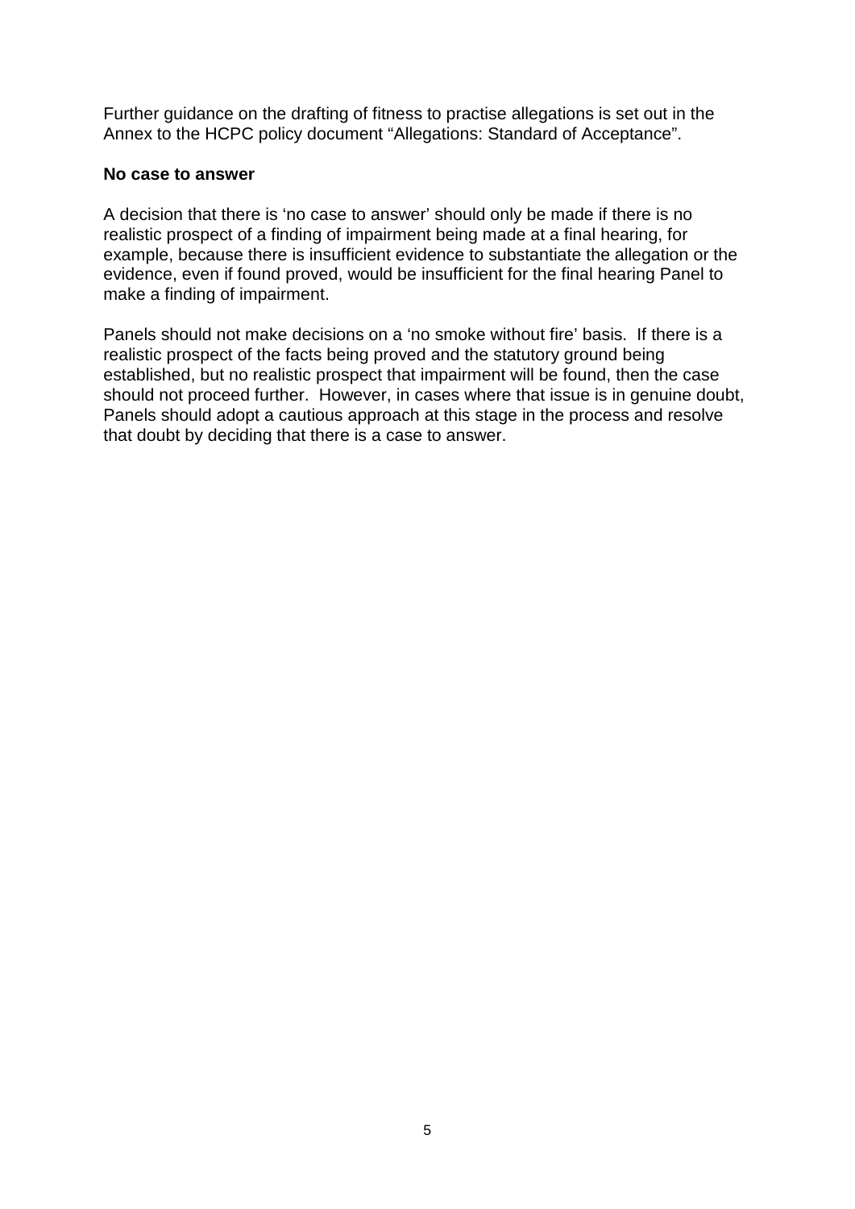Further guidance on the drafting of fitness to practise allegations is set out in the Annex to the HCPC policy document “Allegations: Standard of Acceptance”.

**No case to answer**

A decision that there is ‘no case to answer’ should only be made if there is no realistic prospect of a finding of impairment being made at a final hearing, for example, because there is insufficient evidence to substantiate the allegation or the evidence, even if found proved, would be insufficient for the final hearing Panel to make a finding of impairment.

Panels should not make decisions on a ‘no smoke without fire’ basis. If there is a realistic prospect of the facts being proved and the statutory ground being established, but no realistic prospect that impairment will be found, then the case should not proceed further. However, in cases where that issue is in genuine doubt, Panels should adopt a cautious approach at this stage in the process and resolve that doubt by deciding that there is a case to answer.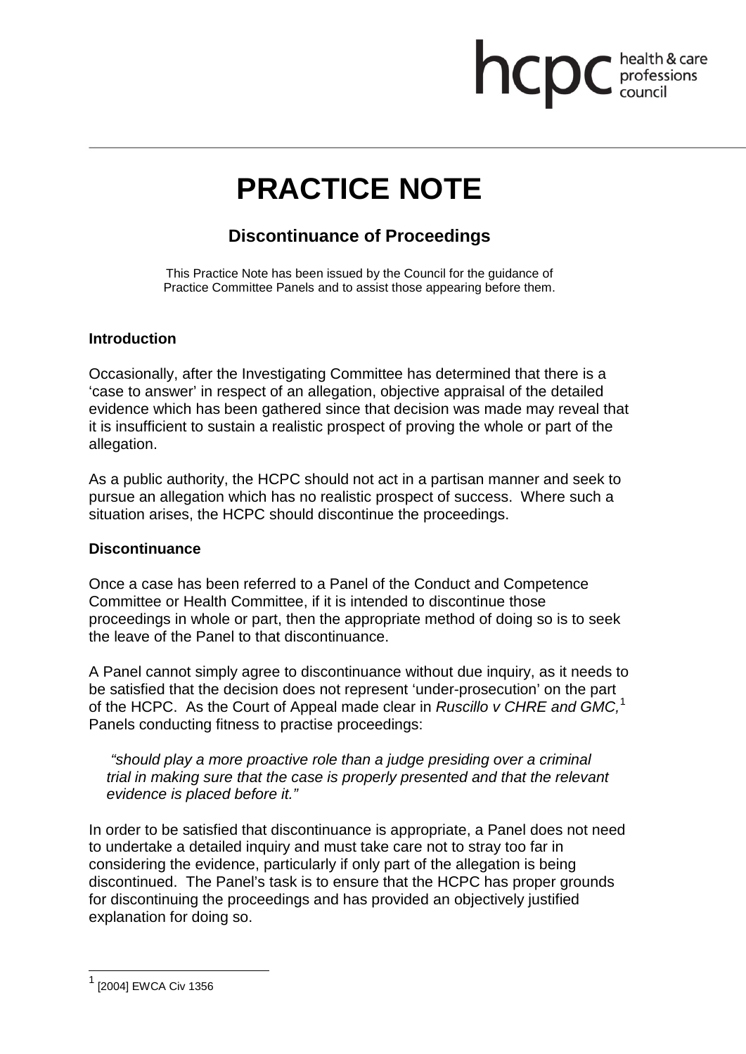# PRACTICE NOTE

## Discontinuance of Proceedings

This Practice Note has been issued by the Council for the guidance of Practice Committee Panels and to assist those appearing before them.

### Introduction

Occasionally, after the Investigating Committee has determined that there is a 'case to answer' in respect of an allegation, objective appraisal of the detailed evidence which has been gathered since that decision was made may reveal that it is insufficient to sustain a realistic prospect of proving the whole or part of the allegation.

As a public authority, the HCPC should not act in a partisan manner and seek to pursue an allegation which has no realistic prospect of success. Where such a situation arises, the HCPC should discontinue the proceedings.

### Discontinuance

Once a case has been referred to a Panel of the Conduct and Competence Committee or Health Committee, if it is intended to discontinue those proceedings in whole or part, then the appropriate method of doing so is to seek the leave of the Panel to that discontinuance.

A Panel cannot simply agree to discontinuance without due inquiry, as it needs to be satisfied that the decision does not represent 'under-prosecution' on the part of the HCPC. As the Court of Appeal made clear in *Ruscillo v CHRE and GMC,*[1] Panels conducting fitness to practise proceedings:

> *"should play a more proactive role than a judge presiding over a criminal trial in making sure that the case is properly presented and that the relevant evidence is placed before it."*

In order to be satisfied that discontinuance is appropriate, a Panel does not need to undertake a detailed inquiry and must take care not to stray too far in considering the evidence, particularly if only part of the allegation is being discontinued. The Panel's task is to ensure that the HCPC has proper grounds for discontinuing the proceedings and has provided an objectively justified explanation for doing so.

---

[1] [2004] EWCA Civ 1356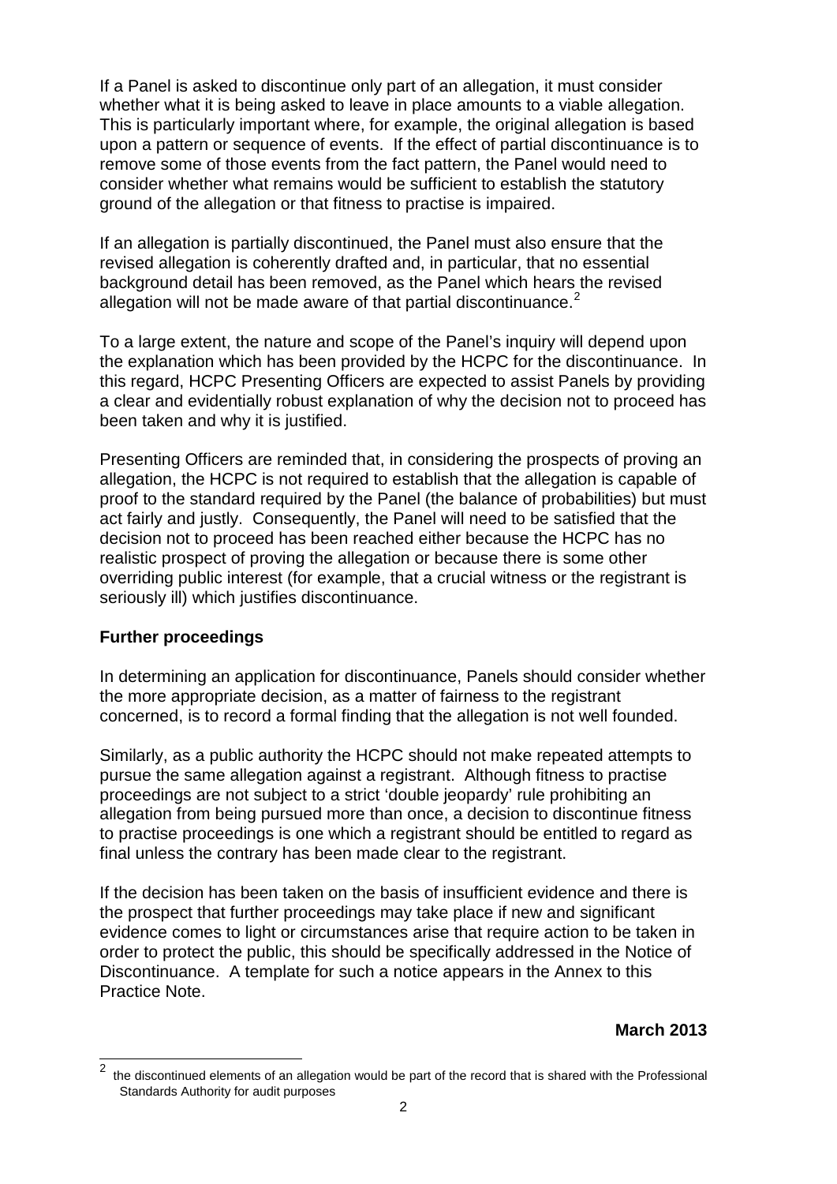If a Panel is asked to discontinue only part of an allegation, it must consider whether what it is being asked to leave in place amounts to a viable allegation. This is particularly important where, for example, the original allegation is based upon a pattern or sequence of events. If the effect of partial discontinuance is to remove some of those events from the fact pattern, the Panel would need to consider whether what remains would be sufficient to establish the statutory ground of the allegation or that fitness to practise is impaired.

If an allegation is partially discontinued, the Panel must also ensure that the revised allegation is coherently drafted and, in particular, that no essential background detail has been removed, as the Panel which hears the revised allegation will not be made aware of that partial discontinuance.[2]

To a large extent, the nature and scope of the Panel's inquiry will depend upon the explanation which has been provided by the HCPC for the discontinuance. In this regard, HCPC Presenting Officers are expected to assist Panels by providing a clear and evidentially robust explanation of why the decision not to proceed has been taken and why it is justified.

Presenting Officers are reminded that, in considering the prospects of proving an allegation, the HCPC is not required to establish that the allegation is capable of proof to the standard required by the Panel (the balance of probabilities) but must act fairly and justly. Consequently, the Panel will need to be satisfied that the decision not to proceed has been reached either because the HCPC has no realistic prospect of proving the allegation or because there is some other overriding public interest (for example, that a crucial witness or the registrant is seriously ill) which justifies discontinuance.

**Further proceedings**

In determining an application for discontinuance, Panels should consider whether the more appropriate decision, as a matter of fairness to the registrant concerned, is to record a formal finding that the allegation is not well founded.

Similarly, as a public authority the HCPC should not make repeated attempts to pursue the same allegation against a registrant. Although fitness to practise proceedings are not subject to a strict 'double jeopardy' rule prohibiting an allegation from being pursued more than once, a decision to discontinue fitness to practise proceedings is one which a registrant should be entitled to regard as final unless the contrary has been made clear to the registrant.

If the decision has been taken on the basis of insufficient evidence and there is the prospect that further proceedings may take place if new and significant evidence comes to light or circumstances arise that require action to be taken in order to protect the public, this should be specifically addressed in the Notice of Discontinuance. A template for such a notice appears in the Annex to this Practice Note.

**March 2013**

---

[2] the discontinued elements of an allegation would be part of the record that is shared with the Professional Standards Authority for audit purposes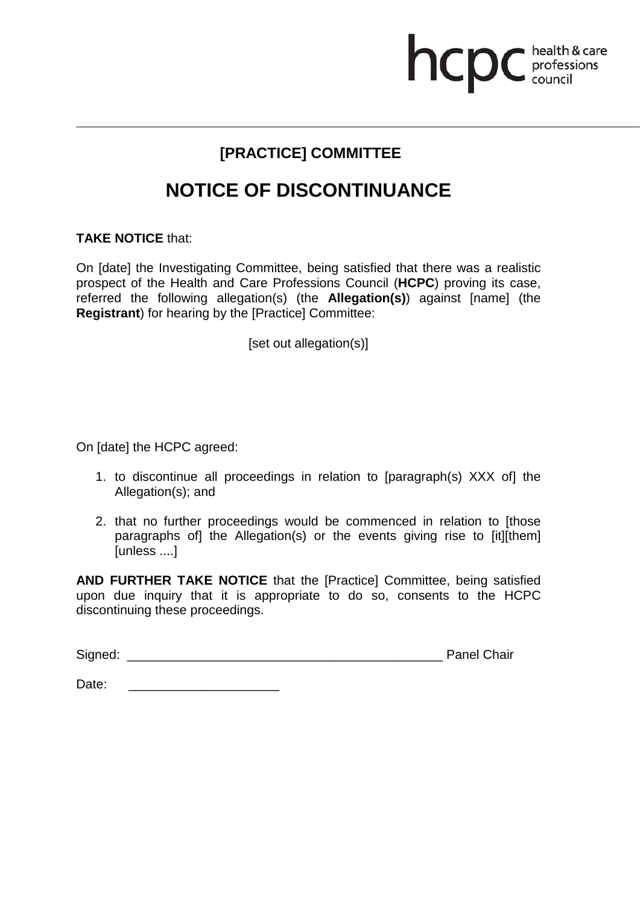## [PRACTICE] COMMITTEE

# NOTICE OF DISCONTINUANCE

**TAKE NOTICE** that:

On [date] the Investigating Committee, being satisfied that there was a realistic prospect of the Health and Care Professions Council (**HCPC**) proving its case, referred the following allegation(s) (the **Allegation(s)**) against [name] (the **Registrant**) for hearing by the [Practice] Committee:

[set out allegation(s)]

On [date] the HCPC agreed:

1. to discontinue all proceedings in relation to [paragraph(s) XXX of] the Allegation(s); and
2. that no further proceedings would be commenced in relation to [those paragraphs of] the Allegation(s) or the events giving rise to [it][them] [unless ....]

**AND FURTHER TAKE NOTICE** that the [Practice] Committee, being satisfied upon due inquiry that it is appropriate to do so, consents to the HCPC discontinuing these proceedings.

Signed: ____________________________________________ Panel Chair

Date: ____________________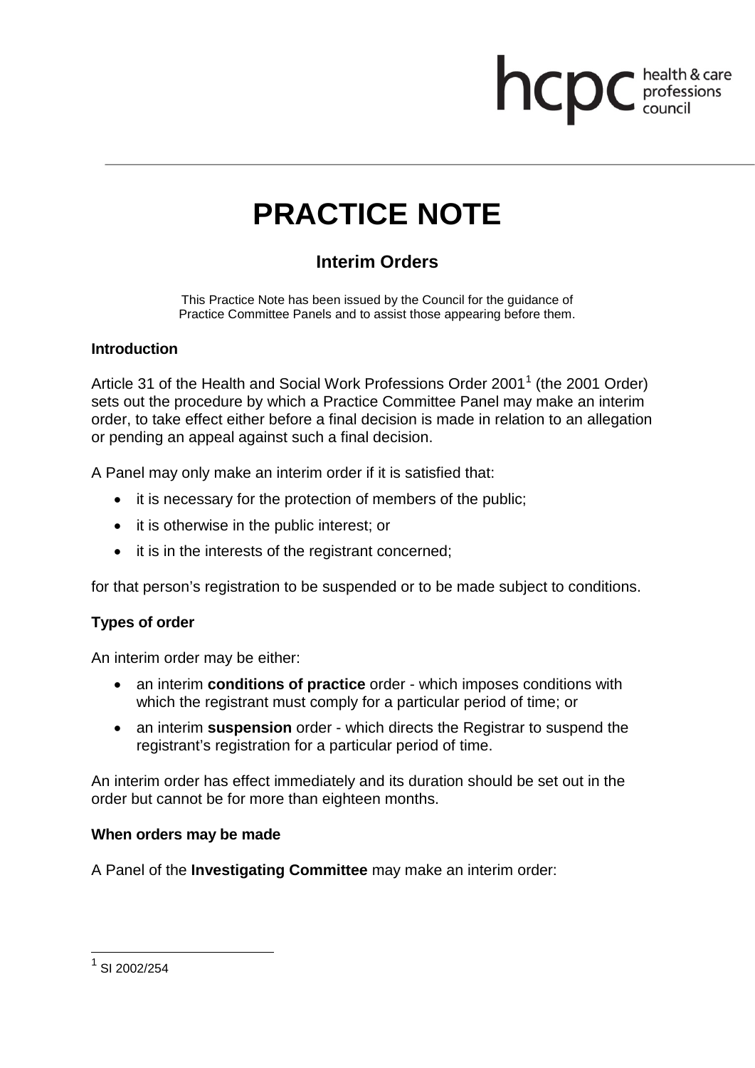# PRACTICE NOTE

## Interim Orders

This Practice Note has been issued by the Council for the guidance of Practice Committee Panels and to assist those appearing before them.

**Introduction**

Article 31 of the Health and Social Work Professions Order 2001[1] (the 2001 Order) sets out the procedure by which a Practice Committee Panel may make an interim order, to take effect either before a final decision is made in relation to an allegation or pending an appeal against such a final decision.

A Panel may only make an interim order if it is satisfied that:

- it is necessary for the protection of members of the public;
- it is otherwise in the public interest; or
- it is in the interests of the registrant concerned;

for that person's registration to be suspended or to be made subject to conditions.

**Types of order**

An interim order may be either:

- an interim **conditions of practice** order - which imposes conditions with which the registrant must comply for a particular period of time; or
- an interim **suspension** order - which directs the Registrar to suspend the registrant's registration for a particular period of time.

An interim order has effect immediately and its duration should be set out in the order but cannot be for more than eighteen months.

**When orders may be made**

A Panel of the **Investigating Committee** may make an interim order:

[1] SI 2002/254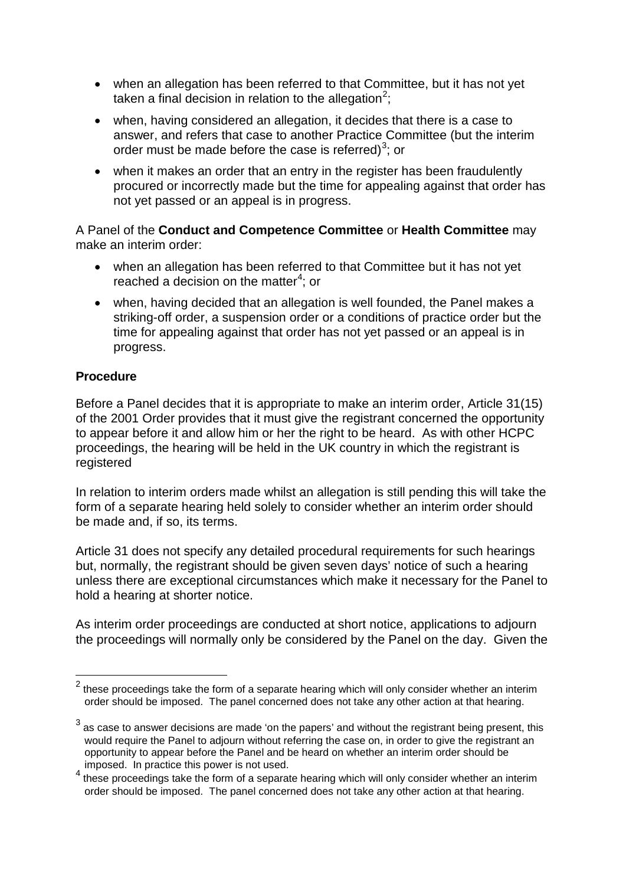- when an allegation has been referred to that Committee, but it has not yet taken a final decision in relation to the allegation[2];
- when, having considered an allegation, it decides that there is a case to answer, and refers that case to another Practice Committee (but the interim order must be made before the case is referred)[3]; or
- when it makes an order that an entry in the register has been fraudulently procured or incorrectly made but the time for appealing against that order has not yet passed or an appeal is in progress.

A Panel of the **Conduct and Competence Committee** or **Health Committee** may make an interim order:

- when an allegation has been referred to that Committee but it has not yet reached a decision on the matter[4]; or
- when, having decided that an allegation is well founded, the Panel makes a striking-off order, a suspension order or a conditions of practice order but the time for appealing against that order has not yet passed or an appeal is in progress.

**Procedure**

Before a Panel decides that it is appropriate to make an interim order, Article 31(15) of the 2001 Order provides that it must give the registrant concerned the opportunity to appear before it and allow him or her the right to be heard. As with other HCPC proceedings, the hearing will be held in the UK country in which the registrant is registered

In relation to interim orders made whilst an allegation is still pending this will take the form of a separate hearing held solely to consider whether an interim order should be made and, if so, its terms.

Article 31 does not specify any detailed procedural requirements for such hearings but, normally, the registrant should be given seven days' notice of such a hearing unless there are exceptional circumstances which make it necessary for the Panel to hold a hearing at shorter notice.

As interim order proceedings are conducted at short notice, applications to adjourn the proceedings will normally only be considered by the Panel on the day. Given the

[2] these proceedings take the form of a separate hearing which will only consider whether an interim order should be imposed. The panel concerned does not take any other action at that hearing.

[3] as case to answer decisions are made 'on the papers' and without the registrant being present, this would require the Panel to adjourn without referring the case on, in order to give the registrant an opportunity to appear before the Panel and be heard on whether an interim order should be imposed. In practice this power is not used.

[4] these proceedings take the form of a separate hearing which will only consider whether an interim order should be imposed. The panel concerned does not take any other action at that hearing.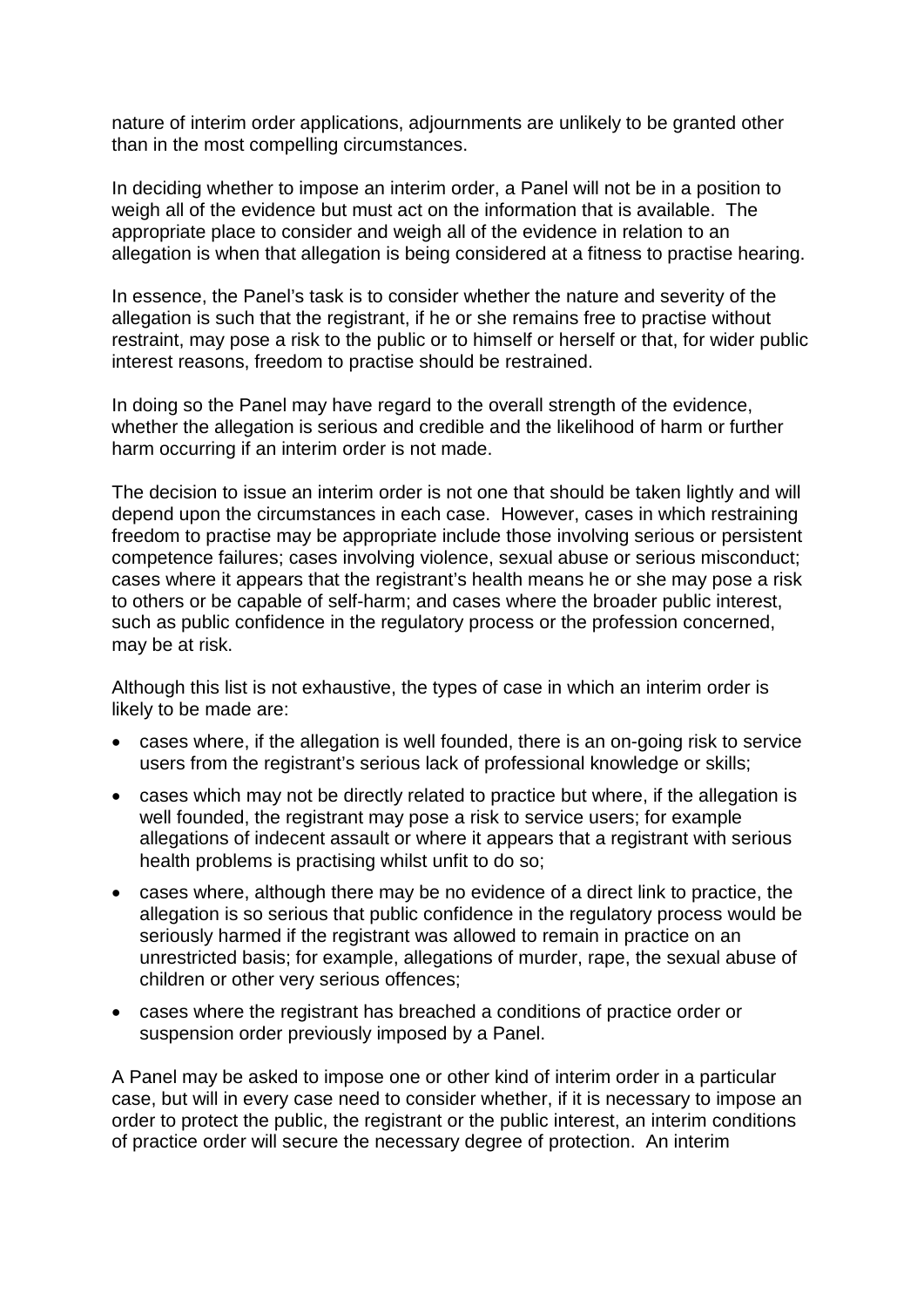nature of interim order applications, adjournments are unlikely to be granted other than in the most compelling circumstances.

In deciding whether to impose an interim order, a Panel will not be in a position to weigh all of the evidence but must act on the information that is available. The appropriate place to consider and weigh all of the evidence in relation to an allegation is when that allegation is being considered at a fitness to practise hearing.

In essence, the Panel's task is to consider whether the nature and severity of the allegation is such that the registrant, if he or she remains free to practise without restraint, may pose a risk to the public or to himself or herself or that, for wider public interest reasons, freedom to practise should be restrained.

In doing so the Panel may have regard to the overall strength of the evidence, whether the allegation is serious and credible and the likelihood of harm or further harm occurring if an interim order is not made.

The decision to issue an interim order is not one that should be taken lightly and will depend upon the circumstances in each case. However, cases in which restraining freedom to practise may be appropriate include those involving serious or persistent competence failures; cases involving violence, sexual abuse or serious misconduct; cases where it appears that the registrant's health means he or she may pose a risk to others or be capable of self-harm; and cases where the broader public interest, such as public confidence in the regulatory process or the profession concerned, may be at risk.

Although this list is not exhaustive, the types of case in which an interim order is likely to be made are:

- cases where, if the allegation is well founded, there is an on-going risk to service users from the registrant's serious lack of professional knowledge or skills;
- cases which may not be directly related to practice but where, if the allegation is well founded, the registrant may pose a risk to service users; for example allegations of indecent assault or where it appears that a registrant with serious health problems is practising whilst unfit to do so;
- cases where, although there may be no evidence of a direct link to practice, the allegation is so serious that public confidence in the regulatory process would be seriously harmed if the registrant was allowed to remain in practice on an unrestricted basis; for example, allegations of murder, rape, the sexual abuse of children or other very serious offences;
- cases where the registrant has breached a conditions of practice order or suspension order previously imposed by a Panel.

A Panel may be asked to impose one or other kind of interim order in a particular case, but will in every case need to consider whether, if it is necessary to impose an order to protect the public, the registrant or the public interest, an interim conditions of practice order will secure the necessary degree of protection. An interim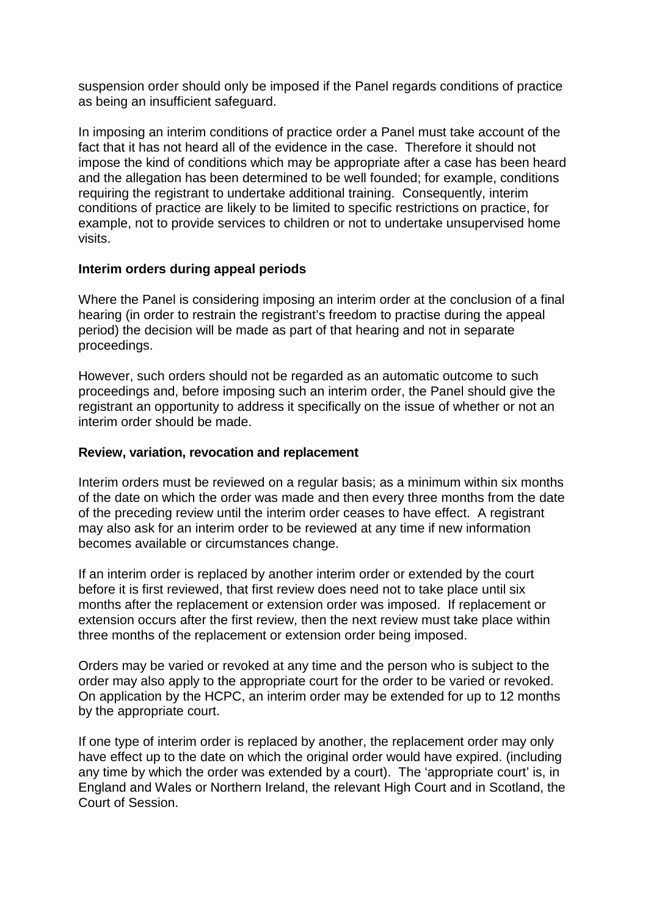suspension order should only be imposed if the Panel regards conditions of practice as being an insufficient safeguard.

In imposing an interim conditions of practice order a Panel must take account of the fact that it has not heard all of the evidence in the case. Therefore it should not impose the kind of conditions which may be appropriate after a case has been heard and the allegation has been determined to be well founded; for example, conditions requiring the registrant to undertake additional training. Consequently, interim conditions of practice are likely to be limited to specific restrictions on practice, for example, not to provide services to children or not to undertake unsupervised home visits.

**Interim orders during appeal periods**

Where the Panel is considering imposing an interim order at the conclusion of a final hearing (in order to restrain the registrant's freedom to practise during the appeal period) the decision will be made as part of that hearing and not in separate proceedings.

However, such orders should not be regarded as an automatic outcome to such proceedings and, before imposing such an interim order, the Panel should give the registrant an opportunity to address it specifically on the issue of whether or not an interim order should be made.

**Review, variation, revocation and replacement**

Interim orders must be reviewed on a regular basis; as a minimum within six months of the date on which the order was made and then every three months from the date of the preceding review until the interim order ceases to have effect. A registrant may also ask for an interim order to be reviewed at any time if new information becomes available or circumstances change.

If an interim order is replaced by another interim order or extended by the court before it is first reviewed, that first review does need not to take place until six months after the replacement or extension order was imposed. If replacement or extension occurs after the first review, then the next review must take place within three months of the replacement or extension order being imposed.

Orders may be varied or revoked at any time and the person who is subject to the order may also apply to the appropriate court for the order to be varied or revoked. On application by the HCPC, an interim order may be extended for up to 12 months by the appropriate court.

If one type of interim order is replaced by another, the replacement order may only have effect up to the date on which the original order would have expired. (including any time by which the order was extended by a court). The 'appropriate court' is, in England and Wales or Northern Ireland, the relevant High Court and in Scotland, the Court of Session.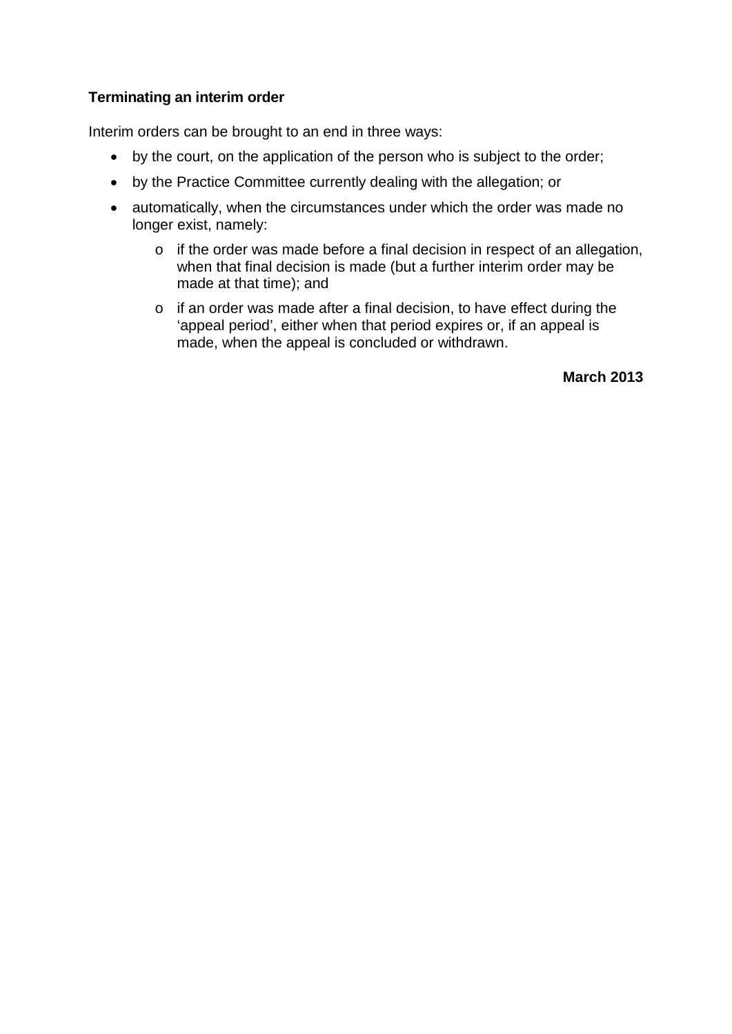**Terminating an interim order**

Interim orders can be brought to an end in three ways:

- by the court, on the application of the person who is subject to the order;
- by the Practice Committee currently dealing with the allegation; or
- automatically, when the circumstances under which the order was made no longer exist, namely:
  - if the order was made before a final decision in respect of an allegation, when that final decision is made (but a further interim order may be made at that time); and
  - if an order was made after a final decision, to have effect during the 'appeal period', either when that period expires or, if an appeal is made, when the appeal is concluded or withdrawn.

**March 2013**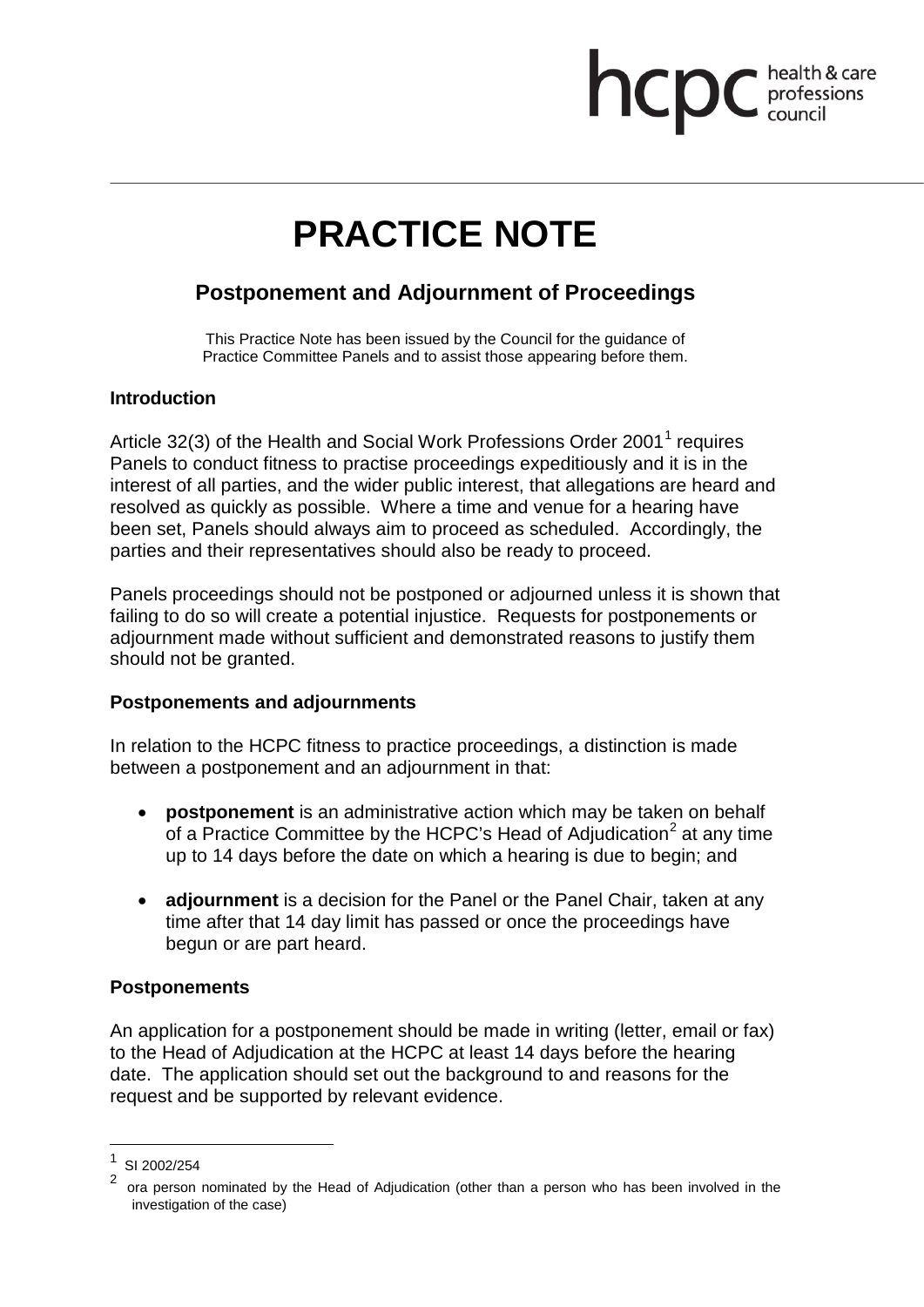# PRACTICE NOTE

## Postponement and Adjournment of Proceedings

This Practice Note has been issued by the Council for the guidance of Practice Committee Panels and to assist those appearing before them.

### Introduction

Article 32(3) of the Health and Social Work Professions Order 2001[1] requires Panels to conduct fitness to practise proceedings expeditiously and it is in the interest of all parties, and the wider public interest, that allegations are heard and resolved as quickly as possible. Where a time and venue for a hearing have been set, Panels should always aim to proceed as scheduled. Accordingly, the parties and their representatives should also be ready to proceed.

Panels proceedings should not be postponed or adjourned unless it is shown that failing to do so will create a potential injustice. Requests for postponements or adjournment made without sufficient and demonstrated reasons to justify them should not be granted.

### Postponements and adjournments

In relation to the HCPC fitness to practice proceedings, a distinction is made between a postponement and an adjournment in that:

- **postponement** is an administrative action which may be taken on behalf of a Practice Committee by the HCPC's Head of Adjudication[2] at any time up to 14 days before the date on which a hearing is due to begin; and
- **adjournment** is a decision for the Panel or the Panel Chair, taken at any time after that 14 day limit has passed or once the proceedings have begun or are part heard.

### Postponements

An application for a postponement should be made in writing (letter, email or fax) to the Head of Adjudication at the HCPC at least 14 days before the hearing date. The application should set out the background to and reasons for the request and be supported by relevant evidence.

---

[1] SI 2002/254

[2] ora person nominated by the Head of Adjudication (other than a person who has been involved in the investigation of the case)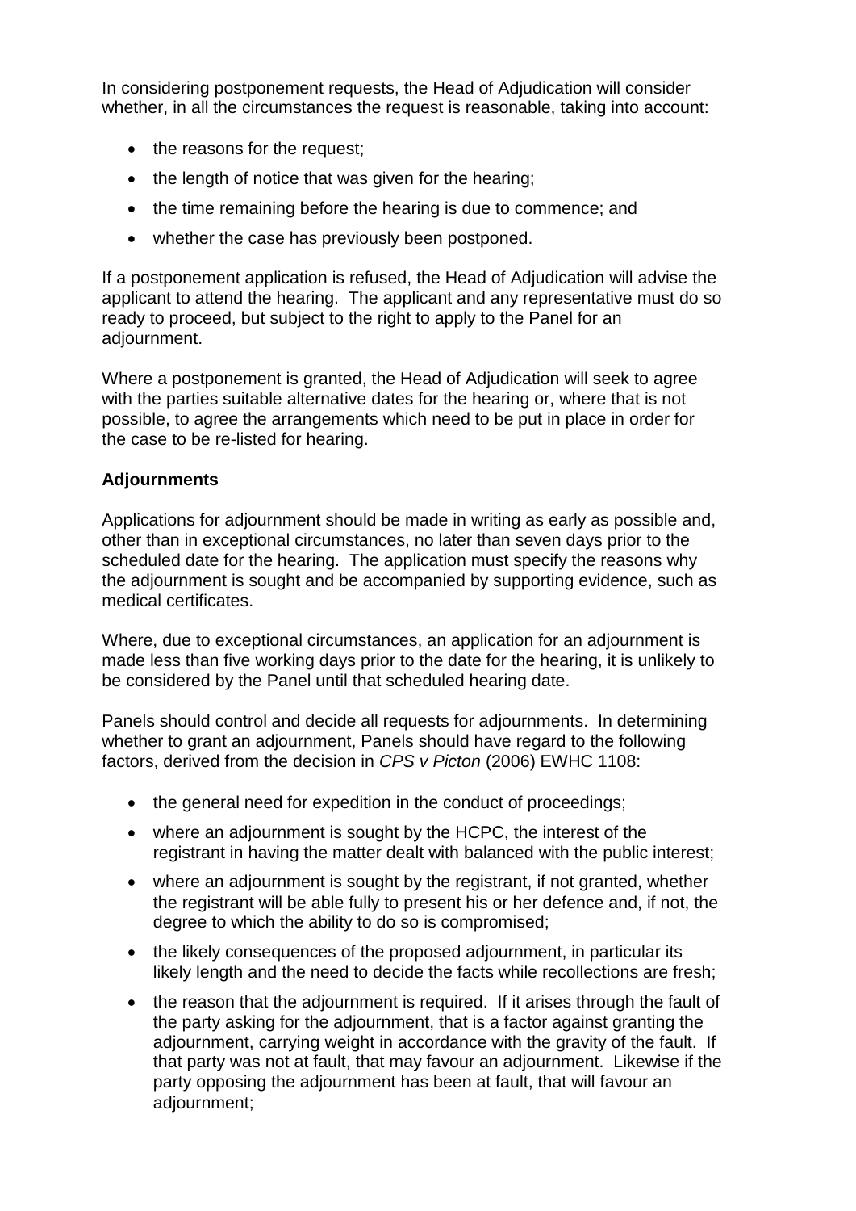In considering postponement requests, the Head of Adjudication will consider whether, in all the circumstances the request is reasonable, taking into account:

- the reasons for the request;
- the length of notice that was given for the hearing;
- the time remaining before the hearing is due to commence; and
- whether the case has previously been postponed.

If a postponement application is refused, the Head of Adjudication will advise the applicant to attend the hearing. The applicant and any representative must do so ready to proceed, but subject to the right to apply to the Panel for an adjournment.

Where a postponement is granted, the Head of Adjudication will seek to agree with the parties suitable alternative dates for the hearing or, where that is not possible, to agree the arrangements which need to be put in place in order for the case to be re-listed for hearing.

**Adjournments**

Applications for adjournment should be made in writing as early as possible and, other than in exceptional circumstances, no later than seven days prior to the scheduled date for the hearing. The application must specify the reasons why the adjournment is sought and be accompanied by supporting evidence, such as medical certificates.

Where, due to exceptional circumstances, an application for an adjournment is made less than five working days prior to the date for the hearing, it is unlikely to be considered by the Panel until that scheduled hearing date.

Panels should control and decide all requests for adjournments. In determining whether to grant an adjournment, Panels should have regard to the following factors, derived from the decision in *CPS v Picton* (2006) EWHC 1108:

- the general need for expedition in the conduct of proceedings;
- where an adjournment is sought by the HCPC, the interest of the registrant in having the matter dealt with balanced with the public interest;
- where an adjournment is sought by the registrant, if not granted, whether the registrant will be able fully to present his or her defence and, if not, the degree to which the ability to do so is compromised;
- the likely consequences of the proposed adjournment, in particular its likely length and the need to decide the facts while recollections are fresh;
- the reason that the adjournment is required. If it arises through the fault of the party asking for the adjournment, that is a factor against granting the adjournment, carrying weight in accordance with the gravity of the fault. If that party was not at fault, that may favour an adjournment. Likewise if the party opposing the adjournment has been at fault, that will favour an adjournment;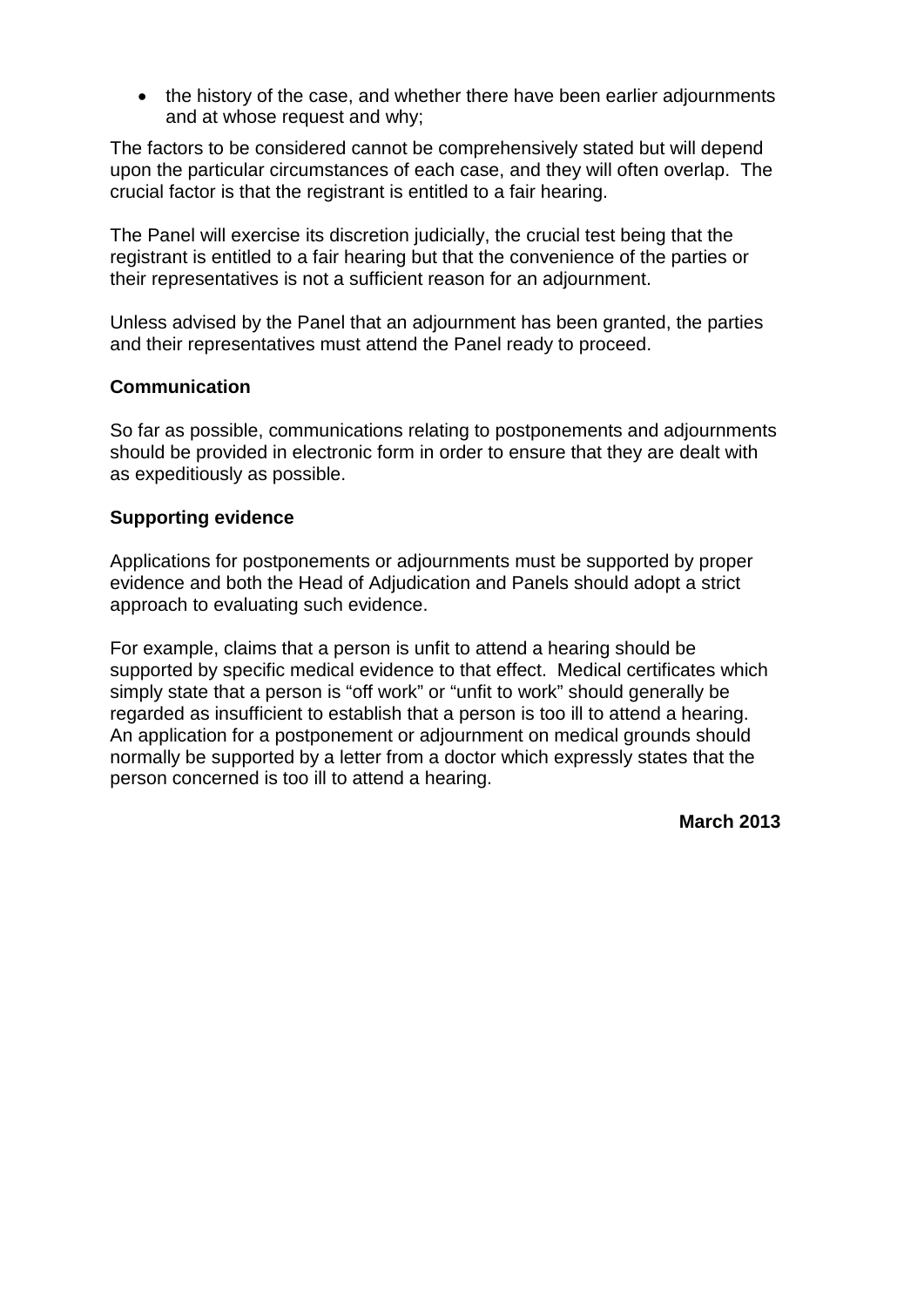- the history of the case, and whether there have been earlier adjournments and at whose request and why;

The factors to be considered cannot be comprehensively stated but will depend upon the particular circumstances of each case, and they will often overlap. The crucial factor is that the registrant is entitled to a fair hearing.

The Panel will exercise its discretion judicially, the crucial test being that the registrant is entitled to a fair hearing but that the convenience of the parties or their representatives is not a sufficient reason for an adjournment.

Unless advised by the Panel that an adjournment has been granted, the parties and their representatives must attend the Panel ready to proceed.

**Communication**

So far as possible, communications relating to postponements and adjournments should be provided in electronic form in order to ensure that they are dealt with as expeditiously as possible.

**Supporting evidence**

Applications for postponements or adjournments must be supported by proper evidence and both the Head of Adjudication and Panels should adopt a strict approach to evaluating such evidence.

For example, claims that a person is unfit to attend a hearing should be supported by specific medical evidence to that effect. Medical certificates which simply state that a person is "off work" or "unfit to work" should generally be regarded as insufficient to establish that a person is too ill to attend a hearing. An application for a postponement or adjournment on medical grounds should normally be supported by a letter from a doctor which expressly states that the person concerned is too ill to attend a hearing.

**March 2013**